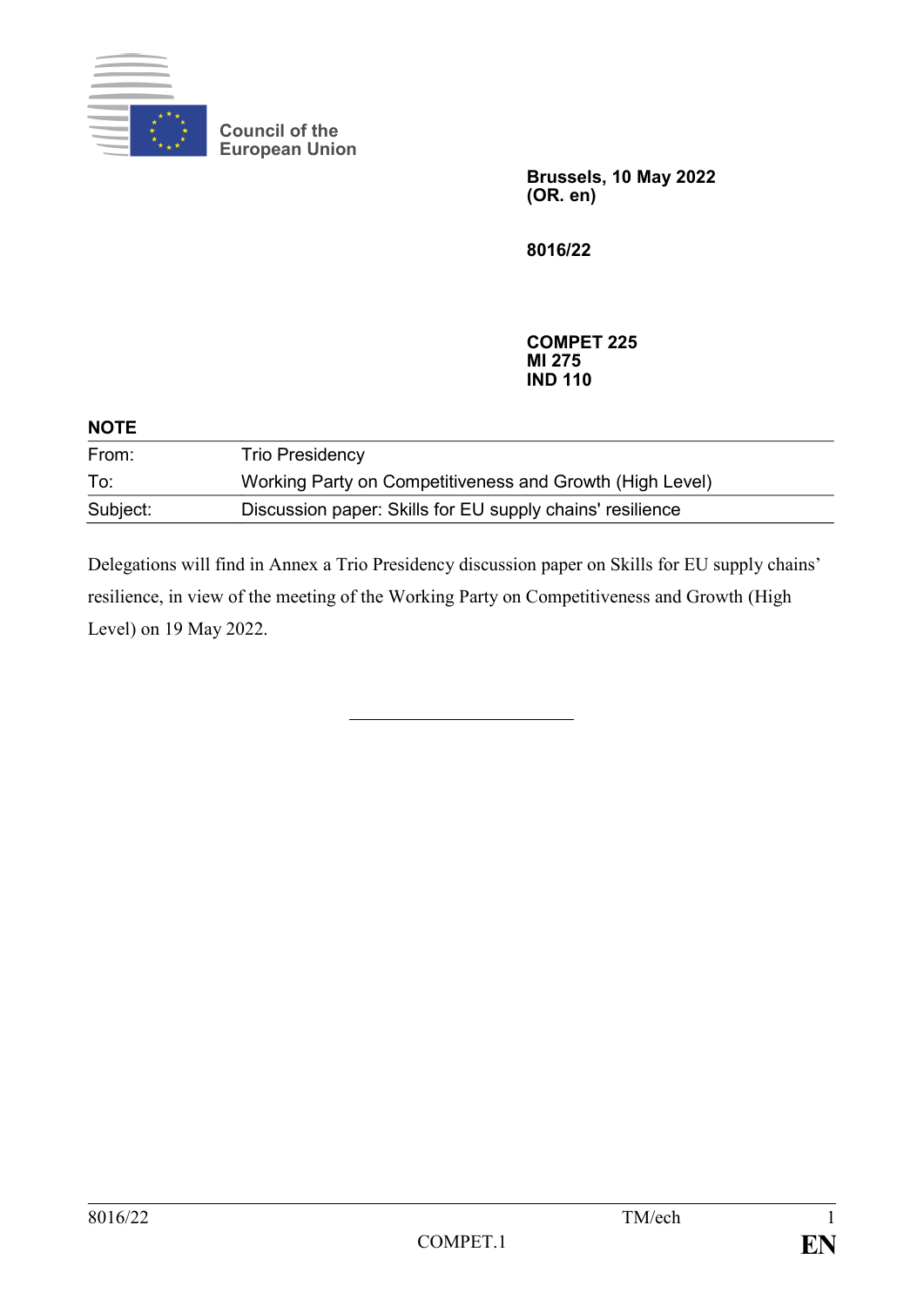Council of the
European Union

**Brussels, 10 May 2022**
**(OR. en)**

**8016/22**

**COMPET 225**
**MI 275**
**IND 110**

**NOTE**

| | |
|---|---|
| From: | Trio Presidency |
| To: | Working Party on Competitiveness and Growth (High Level) |
| Subject: | Discussion paper: Skills for EU supply chains' resilience |

Delegations will find in Annex a Trio Presidency discussion paper on Skills for EU supply chains' resilience, in view of the meeting of the Working Party on Competitiveness and Growth (High Level) on 19 May 2022.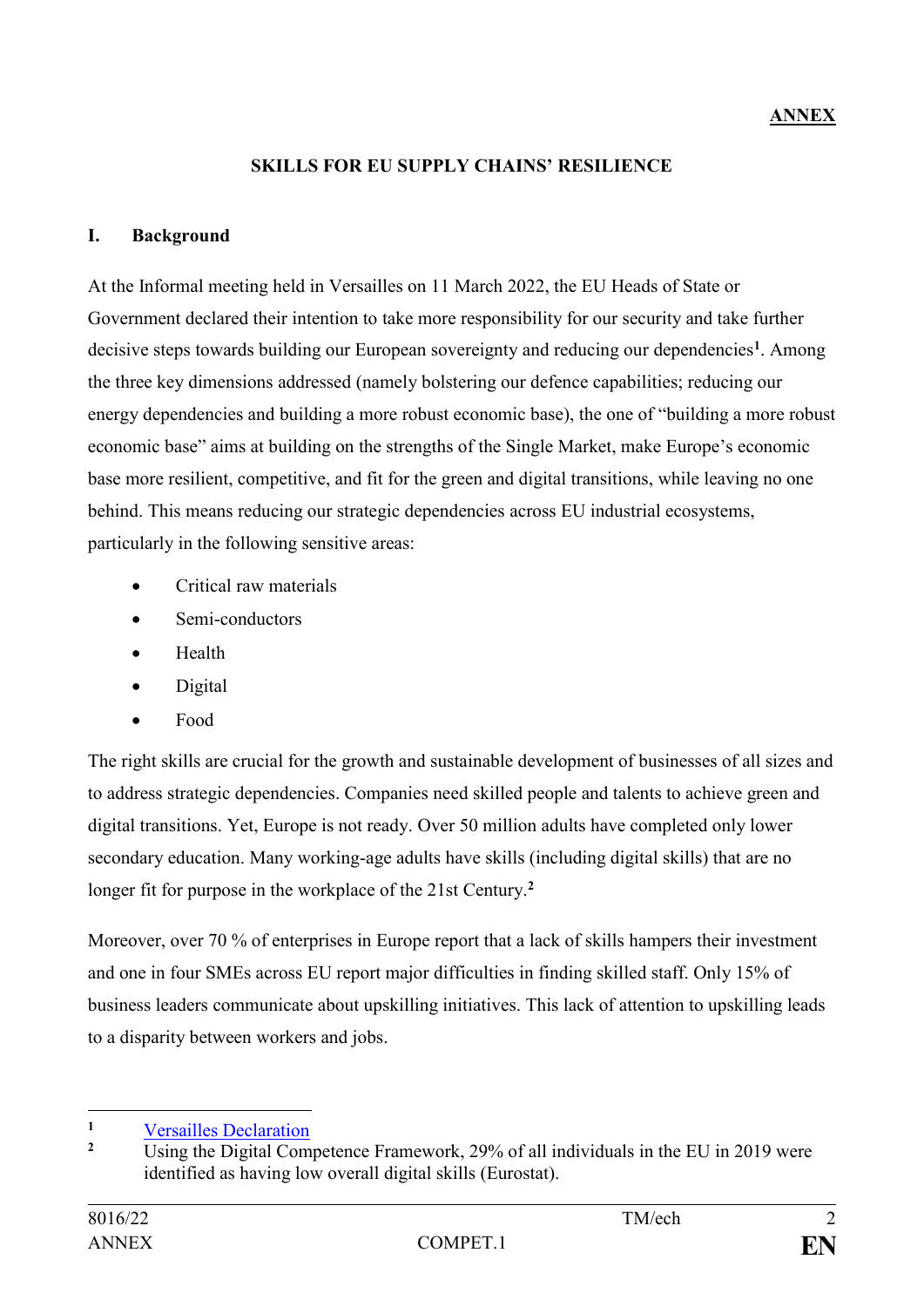**ANNEX**

## SKILLS FOR EU SUPPLY CHAINS' RESILIENCE

### I. Background

At the Informal meeting held in Versailles on 11 March 2022, the EU Heads of State or Government declared their intention to take more responsibility for our security and take further decisive steps towards building our European sovereignty and reducing our dependencies[1]. Among the three key dimensions addressed (namely bolstering our defence capabilities; reducing our energy dependencies and building a more robust economic base), the one of "building a more robust economic base" aims at building on the strengths of the Single Market, make Europe's economic base more resilient, competitive, and fit for the green and digital transitions, while leaving no one behind. This means reducing our strategic dependencies across EU industrial ecosystems, particularly in the following sensitive areas:

- Critical raw materials
- Semi-conductors
- Health
- Digital
- Food

The right skills are crucial for the growth and sustainable development of businesses of all sizes and to address strategic dependencies. Companies need skilled people and talents to achieve green and digital transitions. Yet, Europe is not ready. Over 50 million adults have completed only lower secondary education. Many working-age adults have skills (including digital skills) that are no longer fit for purpose in the workplace of the 21st Century.[2]

Moreover, over 70 % of enterprises in Europe report that a lack of skills hampers their investment and one in four SMEs across EU report major difficulties in finding skilled staff. Only 15% of business leaders communicate about upskilling initiatives. This lack of attention to upskilling leads to a disparity between workers and jobs.

---

[1] Versailles Declaration

[2] Using the Digital Competence Framework, 29% of all individuals in the EU in 2019 were identified as having low overall digital skills (Eurostat).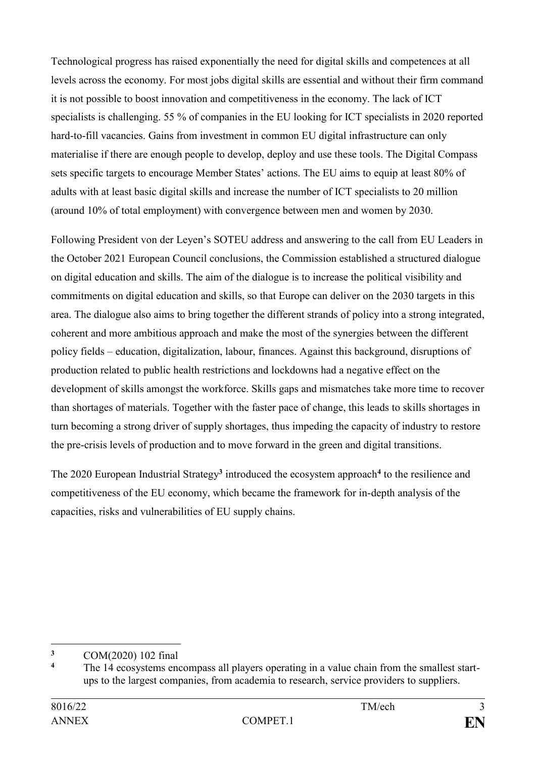Technological progress has raised exponentially the need for digital skills and competences at all levels across the economy. For most jobs digital skills are essential and without their firm command it is not possible to boost innovation and competitiveness in the economy. The lack of ICT specialists is challenging. 55 % of companies in the EU looking for ICT specialists in 2020 reported hard-to-fill vacancies. Gains from investment in common EU digital infrastructure can only materialise if there are enough people to develop, deploy and use these tools. The Digital Compass sets specific targets to encourage Member States' actions. The EU aims to equip at least 80% of adults with at least basic digital skills and increase the number of ICT specialists to 20 million (around 10% of total employment) with convergence between men and women by 2030.

Following President von der Leyen's SOTEU address and answering to the call from EU Leaders in the October 2021 European Council conclusions, the Commission established a structured dialogue on digital education and skills. The aim of the dialogue is to increase the political visibility and commitments on digital education and skills, so that Europe can deliver on the 2030 targets in this area. The dialogue also aims to bring together the different strands of policy into a strong integrated, coherent and more ambitious approach and make the most of the synergies between the different policy fields – education, digitalization, labour, finances. Against this background, disruptions of production related to public health restrictions and lockdowns had a negative effect on the development of skills amongst the workforce. Skills gaps and mismatches take more time to recover than shortages of materials. Together with the faster pace of change, this leads to skills shortages in turn becoming a strong driver of supply shortages, thus impeding the capacity of industry to restore the pre-crisis levels of production and to move forward in the green and digital transitions.

The 2020 European Industrial Strategy[3] introduced the ecosystem approach[4] to the resilience and competitiveness of the EU economy, which became the framework for in-depth analysis of the capacities, risks and vulnerabilities of EU supply chains.

---

[3] COM(2020) 102 final

[4] The 14 ecosystems encompass all players operating in a value chain from the smallest start-ups to the largest companies, from academia to research, service providers to suppliers.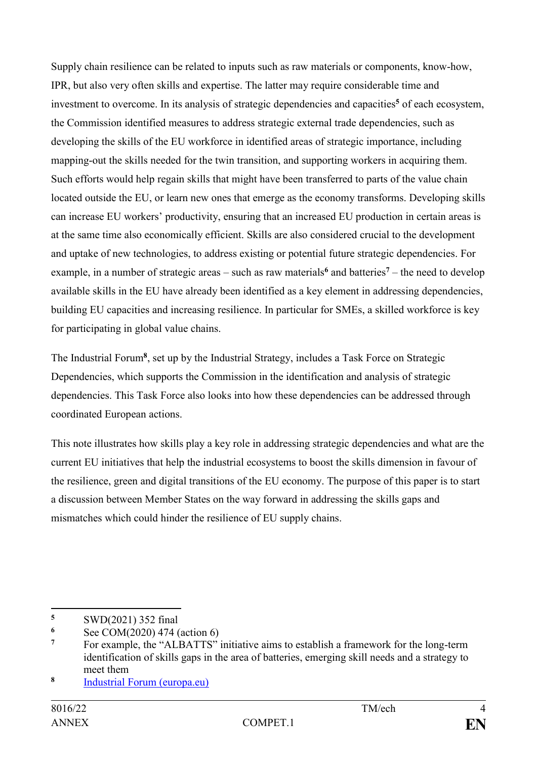Supply chain resilience can be related to inputs such as raw materials or components, know-how, IPR, but also very often skills and expertise. The latter may require considerable time and investment to overcome. In its analysis of strategic dependencies and capacities[5] of each ecosystem, the Commission identified measures to address strategic external trade dependencies, such as developing the skills of the EU workforce in identified areas of strategic importance, including mapping-out the skills needed for the twin transition, and supporting workers in acquiring them. Such efforts would help regain skills that might have been transferred to parts of the value chain located outside the EU, or learn new ones that emerge as the economy transforms. Developing skills can increase EU workers' productivity, ensuring that an increased EU production in certain areas is at the same time also economically efficient. Skills are also considered crucial to the development and uptake of new technologies, to address existing or potential future strategic dependencies. For example, in a number of strategic areas – such as raw materials[6] and batteries[7] – the need to develop available skills in the EU have already been identified as a key element in addressing dependencies, building EU capacities and increasing resilience. In particular for SMEs, a skilled workforce is key for participating in global value chains.

The Industrial Forum[8], set up by the Industrial Strategy, includes a Task Force on Strategic Dependencies, which supports the Commission in the identification and analysis of strategic dependencies. This Task Force also looks into how these dependencies can be addressed through coordinated European actions.

This note illustrates how skills play a key role in addressing strategic dependencies and what are the current EU initiatives that help the industrial ecosystems to boost the skills dimension in favour of the resilience, green and digital transitions of the EU economy. The purpose of this paper is to start a discussion between Member States on the way forward in addressing the skills gaps and mismatches which could hinder the resilience of EU supply chains.

---

[5] SWD(2021) 352 final

[6] See COM(2020) 474 (action 6)

[7] For example, the "ALBATTS" initiative aims to establish a framework for the long-term identification of skills gaps in the area of batteries, emerging skill needs and a strategy to meet them

[8] [Industrial Forum (europa.eu)](https://europa.eu)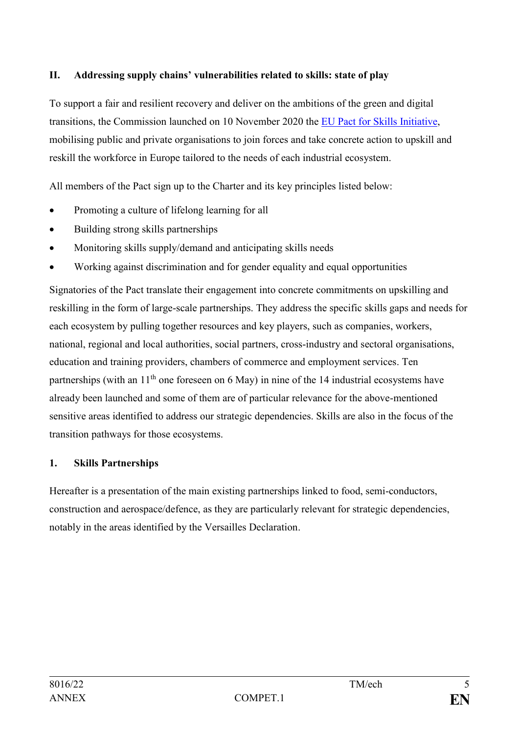## II. Addressing supply chains' vulnerabilities related to skills: state of play

To support a fair and resilient recovery and deliver on the ambitions of the green and digital transitions, the Commission launched on 10 November 2020 the EU Pact for Skills Initiative, mobilising public and private organisations to join forces and take concrete action to upskill and reskill the workforce in Europe tailored to the needs of each industrial ecosystem.

All members of the Pact sign up to the Charter and its key principles listed below:

- Promoting a culture of lifelong learning for all
- Building strong skills partnerships
- Monitoring skills supply/demand and anticipating skills needs
- Working against discrimination and for gender equality and equal opportunities

Signatories of the Pact translate their engagement into concrete commitments on upskilling and reskilling in the form of large-scale partnerships. They address the specific skills gaps and needs for each ecosystem by pulling together resources and key players, such as companies, workers, national, regional and local authorities, social partners, cross-industry and sectoral organisations, education and training providers, chambers of commerce and employment services. Ten partnerships (with an 11th one foreseen on 6 May) in nine of the 14 industrial ecosystems have already been launched and some of them are of particular relevance for the above-mentioned sensitive areas identified to address our strategic dependencies. Skills are also in the focus of the transition pathways for those ecosystems.

### 1. Skills Partnerships

Hereafter is a presentation of the main existing partnerships linked to food, semi-conductors, construction and aerospace/defence, as they are particularly relevant for strategic dependencies, notably in the areas identified by the Versailles Declaration.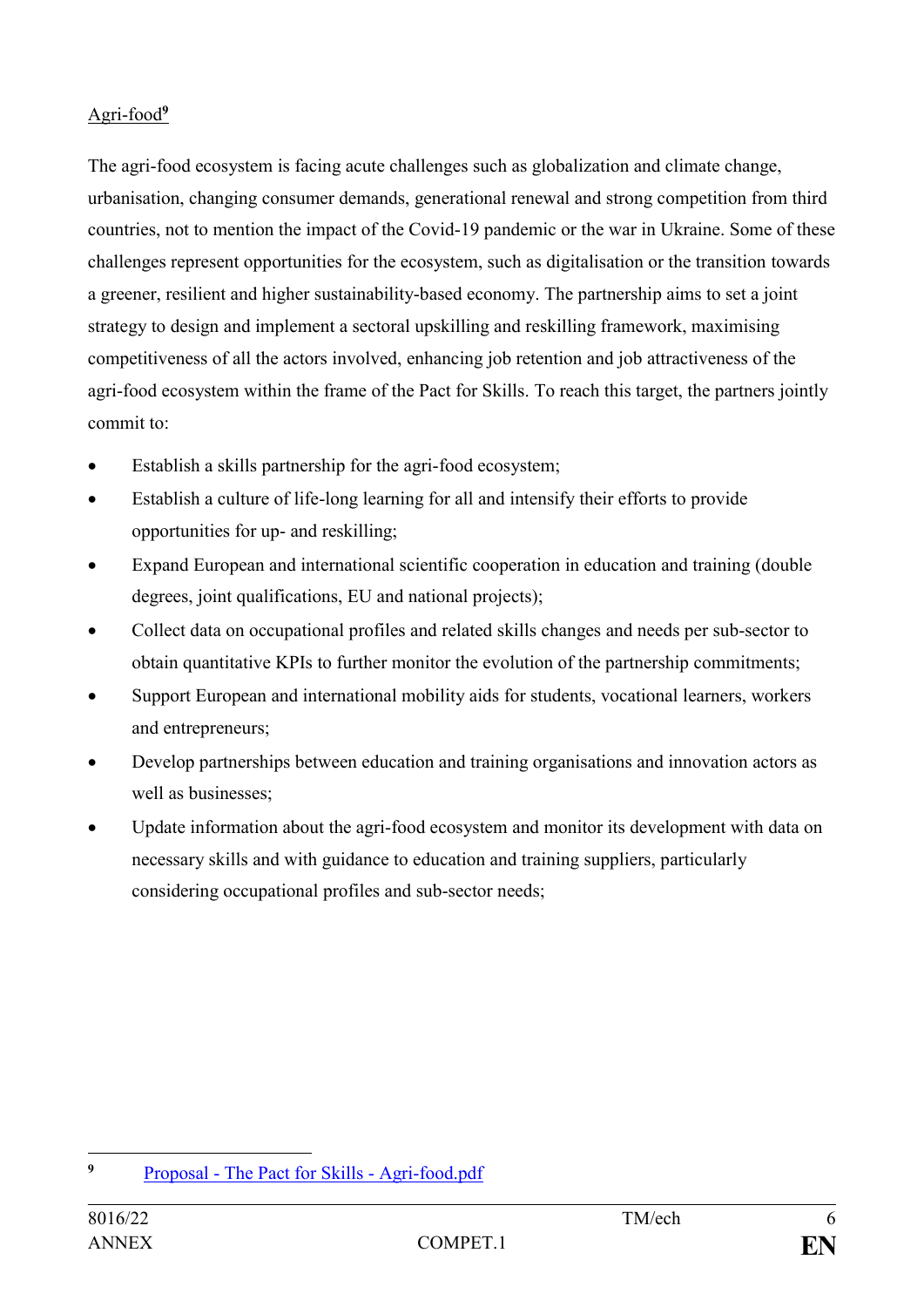Agri-food[9]

The agri-food ecosystem is facing acute challenges such as globalization and climate change, urbanisation, changing consumer demands, generational renewal and strong competition from third countries, not to mention the impact of the Covid-19 pandemic or the war in Ukraine. Some of these challenges represent opportunities for the ecosystem, such as digitalisation or the transition towards a greener, resilient and higher sustainability-based economy. The partnership aims to set a joint strategy to design and implement a sectoral upskilling and reskilling framework, maximising competitiveness of all the actors involved, enhancing job retention and job attractiveness of the agri-food ecosystem within the frame of the Pact for Skills. To reach this target, the partners jointly commit to:

- Establish a skills partnership for the agri-food ecosystem;
- Establish a culture of life-long learning for all and intensify their efforts to provide opportunities for up- and reskilling;
- Expand European and international scientific cooperation in education and training (double degrees, joint qualifications, EU and national projects);
- Collect data on occupational profiles and related skills changes and needs per sub-sector to obtain quantitative KPIs to further monitor the evolution of the partnership commitments;
- Support European and international mobility aids for students, vocational learners, workers and entrepreneurs;
- Develop partnerships between education and training organisations and innovation actors as well as businesses;
- Update information about the agri-food ecosystem and monitor its development with data on necessary skills and with guidance to education and training suppliers, particularly considering occupational profiles and sub-sector needs;

---

[9] Proposal - The Pact for Skills - Agri-food.pdf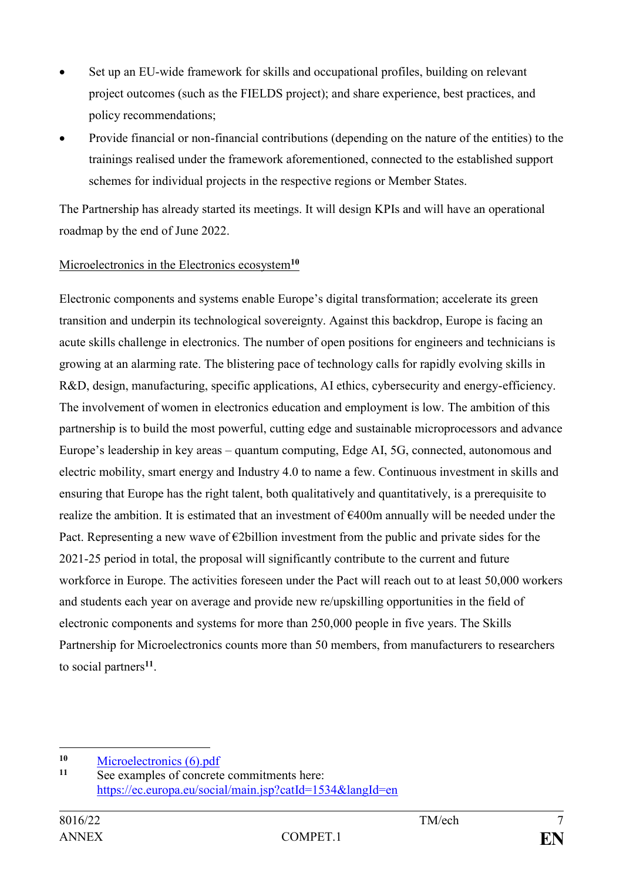- Set up an EU-wide framework for skills and occupational profiles, building on relevant project outcomes (such as the FIELDS project); and share experience, best practices, and policy recommendations;
- Provide financial or non-financial contributions (depending on the nature of the entities) to the trainings realised under the framework aforementioned, connected to the established support schemes for individual projects in the respective regions or Member States.

The Partnership has already started its meetings. It will design KPIs and will have an operational roadmap by the end of June 2022.

Microelectronics in the Electronics ecosystem[10]

Electronic components and systems enable Europe's digital transformation; accelerate its green transition and underpin its technological sovereignty. Against this backdrop, Europe is facing an acute skills challenge in electronics. The number of open positions for engineers and technicians is growing at an alarming rate. The blistering pace of technology calls for rapidly evolving skills in R&D, design, manufacturing, specific applications, AI ethics, cybersecurity and energy-efficiency. The involvement of women in electronics education and employment is low. The ambition of this partnership is to build the most powerful, cutting edge and sustainable microprocessors and advance Europe's leadership in key areas – quantum computing, Edge AI, 5G, connected, autonomous and electric mobility, smart energy and Industry 4.0 to name a few. Continuous investment in skills and ensuring that Europe has the right talent, both qualitatively and quantitatively, is a prerequisite to realize the ambition. It is estimated that an investment of €400m annually will be needed under the Pact. Representing a new wave of €2billion investment from the public and private sides for the 2021-25 period in total, the proposal will significantly contribute to the current and future workforce in Europe. The activities foreseen under the Pact will reach out to at least 50,000 workers and students each year on average and provide new re/upskilling opportunities in the field of electronic components and systems for more than 250,000 people in five years. The Skills Partnership for Microelectronics counts more than 50 members, from manufacturers to researchers to social partners[11].

---

[10] Microelectronics (6).pdf

[11] See examples of concrete commitments here: https://ec.europa.eu/social/main.jsp?catId=1534&langId=en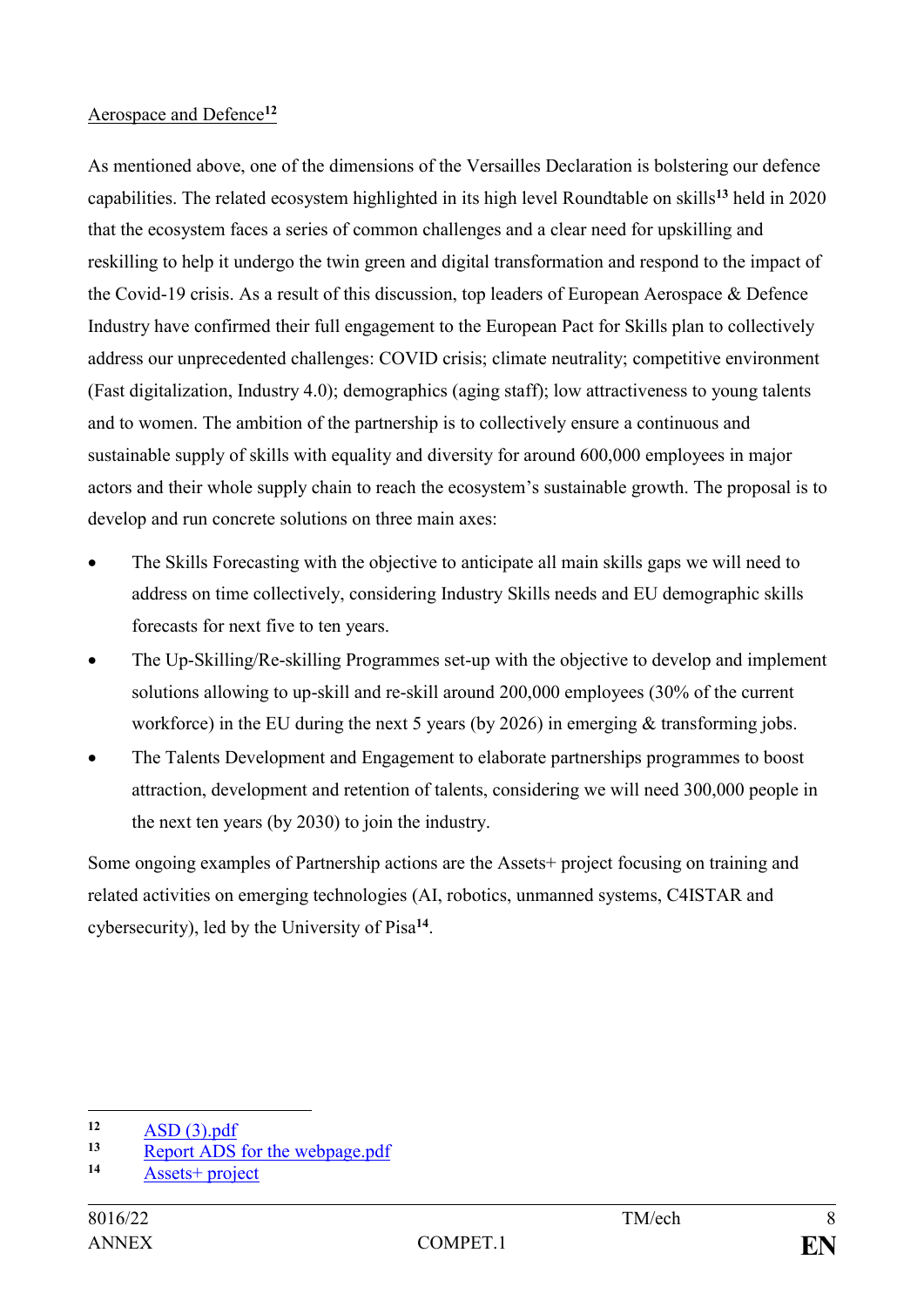Aerospace and Defence[12]

As mentioned above, one of the dimensions of the Versailles Declaration is bolstering our defence capabilities. The related ecosystem highlighted in its high level Roundtable on skills[13] held in 2020 that the ecosystem faces a series of common challenges and a clear need for upskilling and reskilling to help it undergo the twin green and digital transformation and respond to the impact of the Covid-19 crisis. As a result of this discussion, top leaders of European Aerospace & Defence Industry have confirmed their full engagement to the European Pact for Skills plan to collectively address our unprecedented challenges: COVID crisis; climate neutrality; competitive environment (Fast digitalization, Industry 4.0); demographics (aging staff); low attractiveness to young talents and to women. The ambition of the partnership is to collectively ensure a continuous and sustainable supply of skills with equality and diversity for around 600,000 employees in major actors and their whole supply chain to reach the ecosystem's sustainable growth. The proposal is to develop and run concrete solutions on three main axes:

- The Skills Forecasting with the objective to anticipate all main skills gaps we will need to address on time collectively, considering Industry Skills needs and EU demographic skills forecasts for next five to ten years.
- The Up-Skilling/Re-skilling Programmes set-up with the objective to develop and implement solutions allowing to up-skill and re-skill around 200,000 employees (30% of the current workforce) in the EU during the next 5 years (by 2026) in emerging & transforming jobs.
- The Talents Development and Engagement to elaborate partnerships programmes to boost attraction, development and retention of talents, considering we will need 300,000 people in the next ten years (by 2030) to join the industry.

Some ongoing examples of Partnership actions are the Assets+ project focusing on training and related activities on emerging technologies (AI, robotics, unmanned systems, C4ISTAR and cybersecurity), led by the University of Pisa[14].

---

[12] ASD (3).pdf

[13] Report ADS for the webpage.pdf

[14] Assets+ project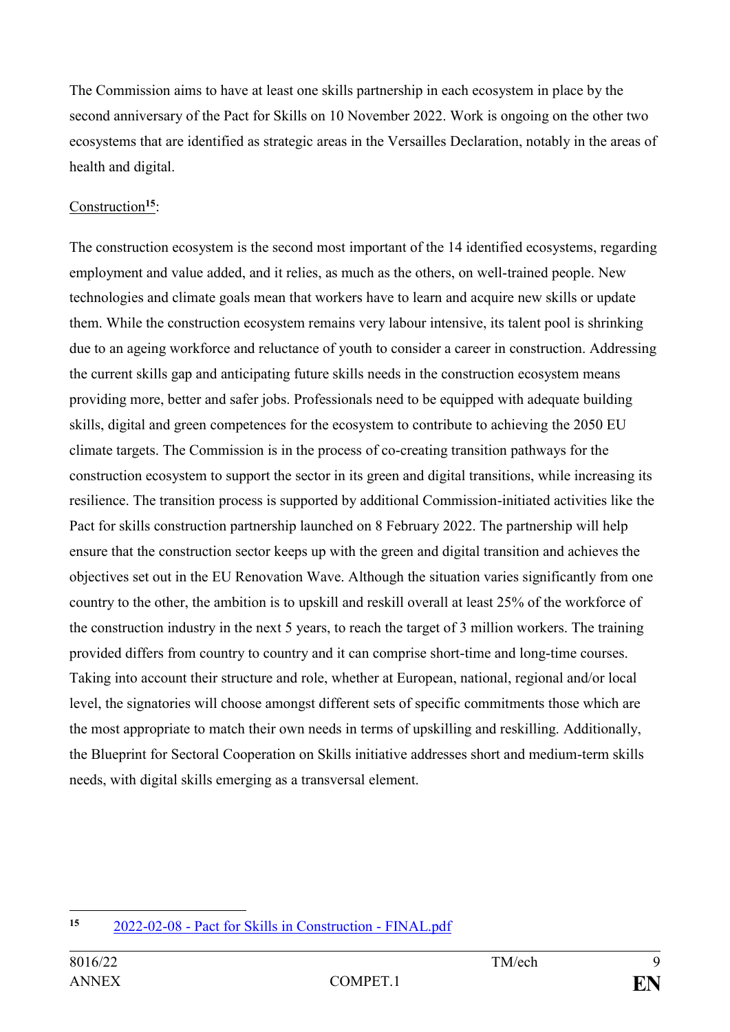The Commission aims to have at least one skills partnership in each ecosystem in place by the second anniversary of the Pact for Skills on 10 November 2022. Work is ongoing on the other two ecosystems that are identified as strategic areas in the Versailles Declaration, notably in the areas of health and digital.

Construction[15]:

The construction ecosystem is the second most important of the 14 identified ecosystems, regarding employment and value added, and it relies, as much as the others, on well-trained people. New technologies and climate goals mean that workers have to learn and acquire new skills or update them. While the construction ecosystem remains very labour intensive, its talent pool is shrinking due to an ageing workforce and reluctance of youth to consider a career in construction. Addressing the current skills gap and anticipating future skills needs in the construction ecosystem means providing more, better and safer jobs. Professionals need to be equipped with adequate building skills, digital and green competences for the ecosystem to contribute to achieving the 2050 EU climate targets. The Commission is in the process of co-creating transition pathways for the construction ecosystem to support the sector in its green and digital transitions, while increasing its resilience. The transition process is supported by additional Commission-initiated activities like the Pact for skills construction partnership launched on 8 February 2022. The partnership will help ensure that the construction sector keeps up with the green and digital transition and achieves the objectives set out in the EU Renovation Wave. Although the situation varies significantly from one country to the other, the ambition is to upskill and reskill overall at least 25% of the workforce of the construction industry in the next 5 years, to reach the target of 3 million workers. The training provided differs from country to country and it can comprise short-time and long-time courses. Taking into account their structure and role, whether at European, national, regional and/or local level, the signatories will choose amongst different sets of specific commitments those which are the most appropriate to match their own needs in terms of upskilling and reskilling. Additionally, the Blueprint for Sectoral Cooperation on Skills initiative addresses short and medium-term skills needs, with digital skills emerging as a transversal element.

---

[15] 2022-02-08 - Pact for Skills in Construction - FINAL.pdf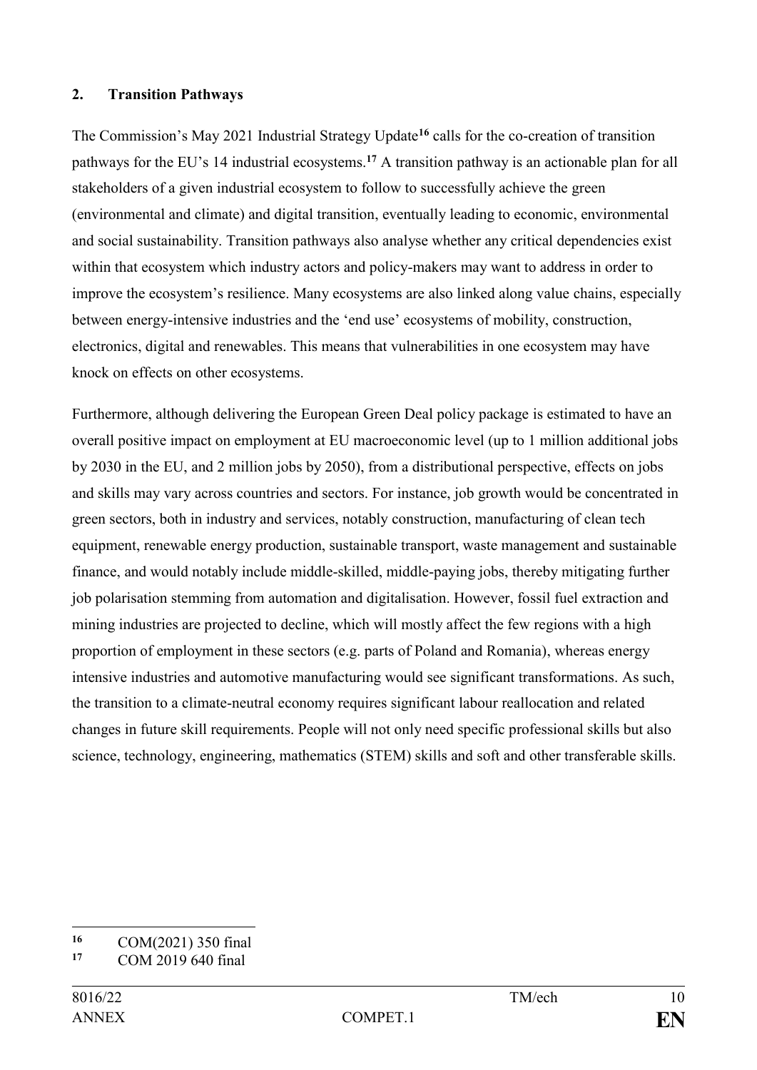## 2. Transition Pathways

The Commission's May 2021 Industrial Strategy Update[16] calls for the co-creation of transition pathways for the EU's 14 industrial ecosystems.[17] A transition pathway is an actionable plan for all stakeholders of a given industrial ecosystem to follow to successfully achieve the green (environmental and climate) and digital transition, eventually leading to economic, environmental and social sustainability. Transition pathways also analyse whether any critical dependencies exist within that ecosystem which industry actors and policy-makers may want to address in order to improve the ecosystem's resilience. Many ecosystems are also linked along value chains, especially between energy-intensive industries and the 'end use' ecosystems of mobility, construction, electronics, digital and renewables. This means that vulnerabilities in one ecosystem may have knock on effects on other ecosystems.

Furthermore, although delivering the European Green Deal policy package is estimated to have an overall positive impact on employment at EU macroeconomic level (up to 1 million additional jobs by 2030 in the EU, and 2 million jobs by 2050), from a distributional perspective, effects on jobs and skills may vary across countries and sectors. For instance, job growth would be concentrated in green sectors, both in industry and services, notably construction, manufacturing of clean tech equipment, renewable energy production, sustainable transport, waste management and sustainable finance, and would notably include middle-skilled, middle-paying jobs, thereby mitigating further job polarisation stemming from automation and digitalisation. However, fossil fuel extraction and mining industries are projected to decline, which will mostly affect the few regions with a high proportion of employment in these sectors (e.g. parts of Poland and Romania), whereas energy intensive industries and automotive manufacturing would see significant transformations. As such, the transition to a climate-neutral economy requires significant labour reallocation and related changes in future skill requirements. People will not only need specific professional skills but also science, technology, engineering, mathematics (STEM) skills and soft and other transferable skills.

---

[16] COM(2021) 350 final

[17] COM 2019 640 final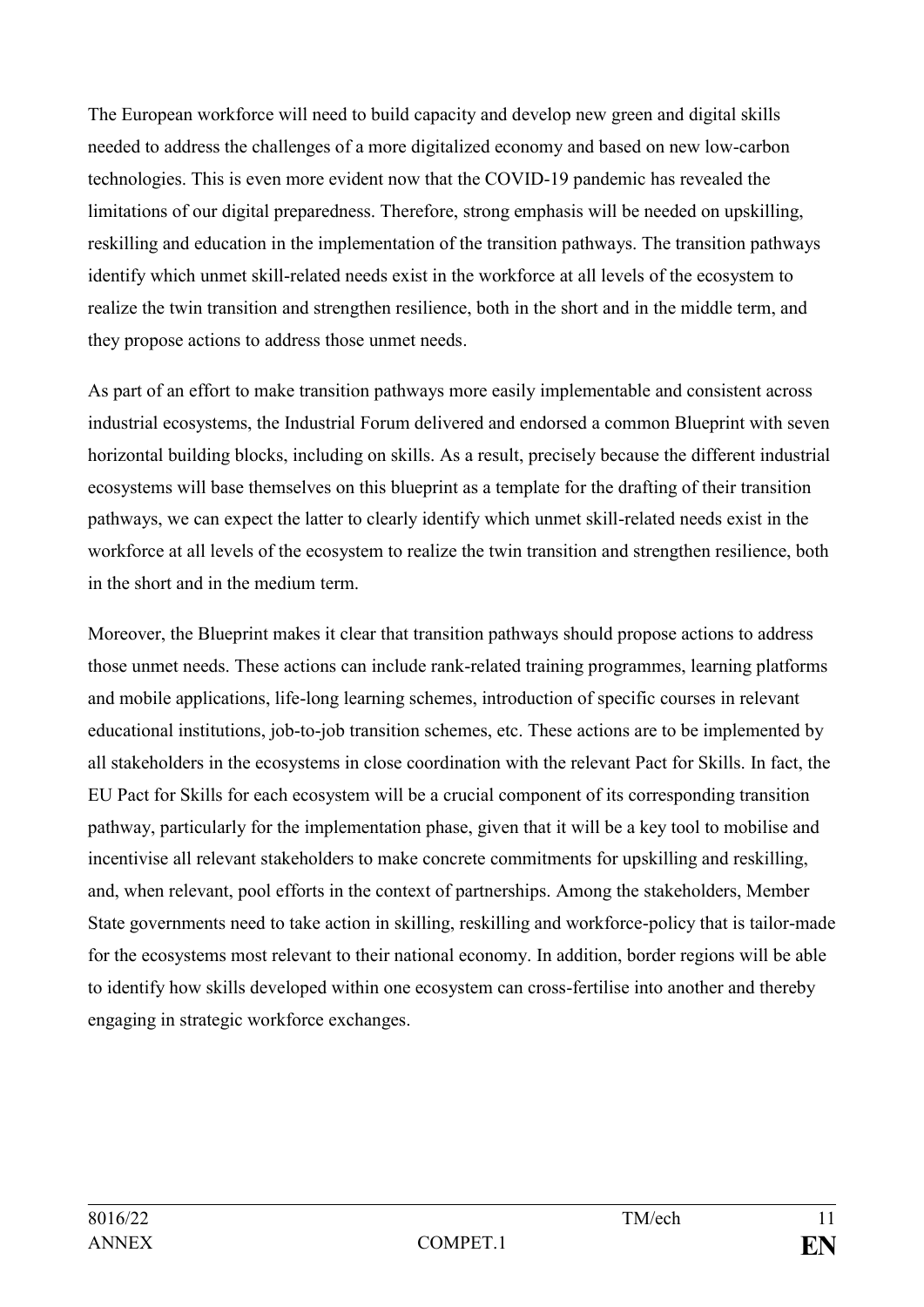The European workforce will need to build capacity and develop new green and digital skills needed to address the challenges of a more digitalized economy and based on new low-carbon technologies. This is even more evident now that the COVID-19 pandemic has revealed the limitations of our digital preparedness. Therefore, strong emphasis will be needed on upskilling, reskilling and education in the implementation of the transition pathways. The transition pathways identify which unmet skill-related needs exist in the workforce at all levels of the ecosystem to realize the twin transition and strengthen resilience, both in the short and in the middle term, and they propose actions to address those unmet needs.

As part of an effort to make transition pathways more easily implementable and consistent across industrial ecosystems, the Industrial Forum delivered and endorsed a common Blueprint with seven horizontal building blocks, including on skills. As a result, precisely because the different industrial ecosystems will base themselves on this blueprint as a template for the drafting of their transition pathways, we can expect the latter to clearly identify which unmet skill-related needs exist in the workforce at all levels of the ecosystem to realize the twin transition and strengthen resilience, both in the short and in the medium term.

Moreover, the Blueprint makes it clear that transition pathways should propose actions to address those unmet needs. These actions can include rank-related training programmes, learning platforms and mobile applications, life-long learning schemes, introduction of specific courses in relevant educational institutions, job-to-job transition schemes, etc. These actions are to be implemented by all stakeholders in the ecosystems in close coordination with the relevant Pact for Skills. In fact, the EU Pact for Skills for each ecosystem will be a crucial component of its corresponding transition pathway, particularly for the implementation phase, given that it will be a key tool to mobilise and incentivise all relevant stakeholders to make concrete commitments for upskilling and reskilling, and, when relevant, pool efforts in the context of partnerships. Among the stakeholders, Member State governments need to take action in skilling, reskilling and workforce-policy that is tailor-made for the ecosystems most relevant to their national economy. In addition, border regions will be able to identify how skills developed within one ecosystem can cross-fertilise into another and thereby engaging in strategic workforce exchanges.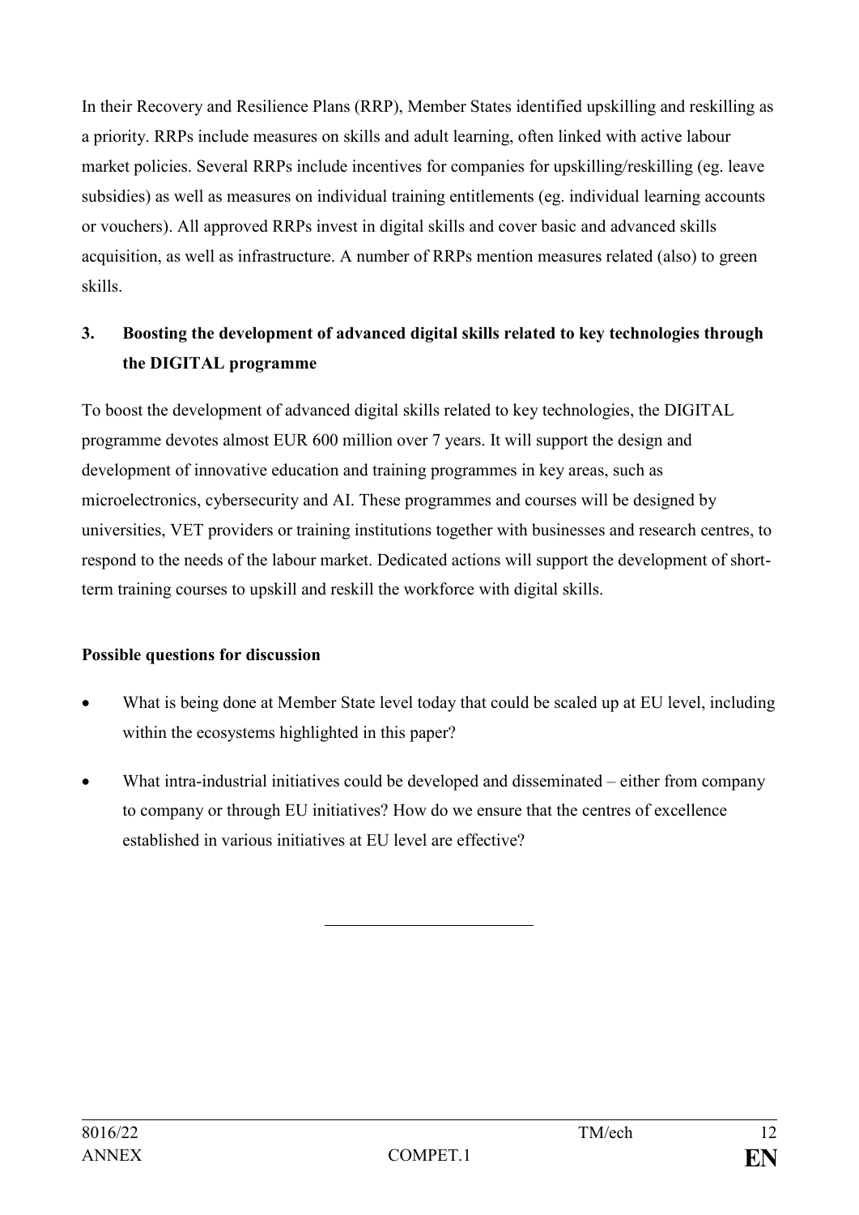In their Recovery and Resilience Plans (RRP), Member States identified upskilling and reskilling as a priority. RRPs include measures on skills and adult learning, often linked with active labour market policies. Several RRPs include incentives for companies for upskilling/reskilling (eg. leave subsidies) as well as measures on individual training entitlements (eg. individual learning accounts or vouchers). All approved RRPs invest in digital skills and cover basic and advanced skills acquisition, as well as infrastructure. A number of RRPs mention measures related (also) to green skills.

## 3. Boosting the development of advanced digital skills related to key technologies through the DIGITAL programme

To boost the development of advanced digital skills related to key technologies, the DIGITAL programme devotes almost EUR 600 million over 7 years. It will support the design and development of innovative education and training programmes in key areas, such as microelectronics, cybersecurity and AI. These programmes and courses will be designed by universities, VET providers or training institutions together with businesses and research centres, to respond to the needs of the labour market. Dedicated actions will support the development of short-term training courses to upskill and reskill the workforce with digital skills.

**Possible questions for discussion**

- What is being done at Member State level today that could be scaled up at EU level, including within the ecosystems highlighted in this paper?
- What intra-industrial initiatives could be developed and disseminated – either from company to company or through EU initiatives? How do we ensure that the centres of excellence established in various initiatives at EU level are effective?